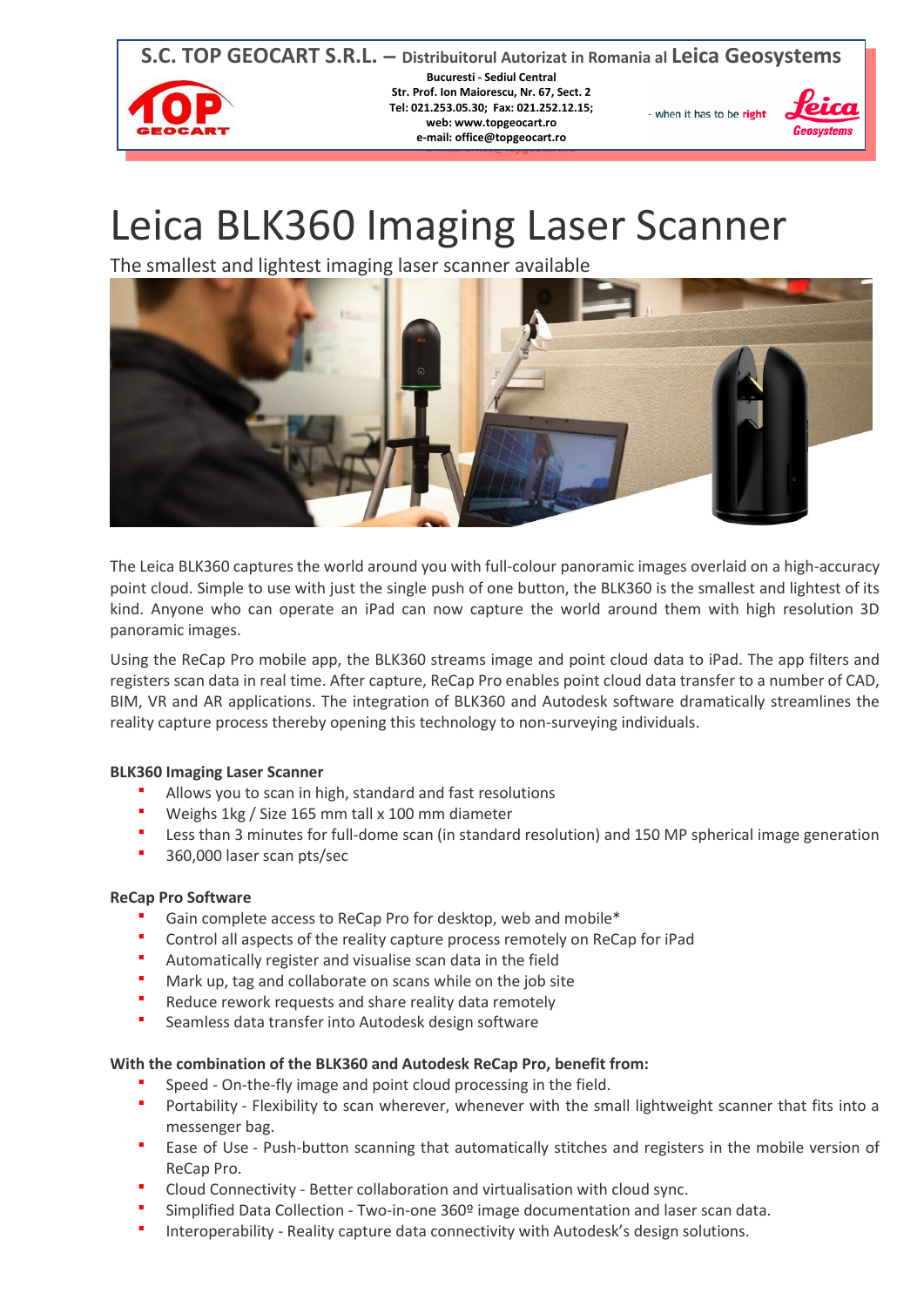S.C. TOP GEOCART S.R.L. – Distribuitorul Autorizat in Romania al Leica Geosystems

Bucuresti - Sediul Central
Str. Prof. Ion Maiorescu, Nr. 67, Sect. 2
Tel: 021.253.05.30; Fax: 021.252.12.15;
web: www.topgeocart.ro
e-mail: office@topgeocart.ro

- when it has to be right

# Leica BLK360 Imaging Laser Scanner

The smallest and lightest imaging laser scanner available

The Leica BLK360 captures the world around you with full-colour panoramic images overlaid on a high-accuracy point cloud. Simple to use with just the single push of one button, the BLK360 is the smallest and lightest of its kind. Anyone who can operate an iPad can now capture the world around them with high resolution 3D panoramic images.

Using the ReCap Pro mobile app, the BLK360 streams image and point cloud data to iPad. The app filters and registers scan data in real time. After capture, ReCap Pro enables point cloud data transfer to a number of CAD, BIM, VR and AR applications. The integration of BLK360 and Autodesk software dramatically streamlines the reality capture process thereby opening this technology to non-surveying individuals.

**BLK360 Imaging Laser Scanner**

- Allows you to scan in high, standard and fast resolutions
- Weighs 1kg / Size 165 mm tall x 100 mm diameter
- Less than 3 minutes for full-dome scan (in standard resolution) and 150 MP spherical image generation
- 360,000 laser scan pts/sec

**ReCap Pro Software**

- Gain complete access to ReCap Pro for desktop, web and mobile*
- Control all aspects of the reality capture process remotely on ReCap for iPad
- Automatically register and visualise scan data in the field
- Mark up, tag and collaborate on scans while on the job site
- Reduce rework requests and share reality data remotely
- Seamless data transfer into Autodesk design software

**With the combination of the BLK360 and Autodesk ReCap Pro, benefit from:**

- Speed - On-the-fly image and point cloud processing in the field.
- Portability - Flexibility to scan wherever, whenever with the small lightweight scanner that fits into a messenger bag.
- Ease of Use - Push-button scanning that automatically stitches and registers in the mobile version of ReCap Pro.
- Cloud Connectivity - Better collaboration and virtualisation with cloud sync.
- Simplified Data Collection - Two-in-one 360º image documentation and laser scan data.
- Interoperability - Reality capture data connectivity with Autodesk's design solutions.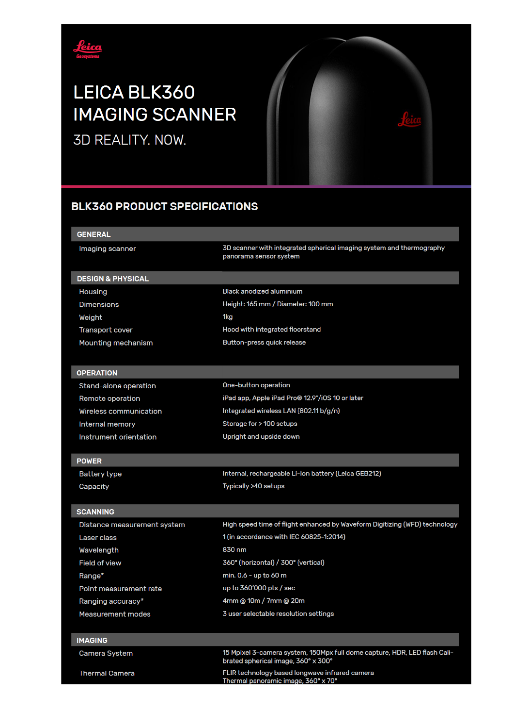Leica Geosystems

# LEICA BLK360 IMAGING SCANNER

3D REALITY. NOW.

## BLK360 PRODUCT SPECIFICATIONS

| GENERAL | |
|---|---|
| Imaging scanner | 3D scanner with integrated spherical imaging system and thermography panorama sensor system |

| DESIGN & PHYSICAL | |
|---|---|
| Housing | Black anodized aluminium |
| Dimensions | Height: 165 mm / Diameter: 100 mm |
| Weight | 1kg |
| Transport cover | Hood with integrated floorstand |
| Mounting mechanism | Button-press quick release |

| OPERATION | |
|---|---|
| Stand-alone operation | One-button operation |
| Remote operation | iPad app, Apple iPad Pro® 12.9"/iOS 10 or later |
| Wireless communication | Integrated wireless LAN (802.11 b/g/n) |
| Internal memory | Storage for > 100 setups |
| Instrument orientation | Upright and upside down |

| POWER | |
|---|---|
| Battery type | Internal, rechargeable Li-Ion battery (Leica GEB212) |
| Capacity | Typically >40 setups |

| SCANNING | |
|---|---|
| Distance measurement system | High speed time of flight enhanced by Waveform Digitizing (WFD) technology |
| Laser class | 1 (in accordance with IEC 60825-1:2014) |
| Wavelength | 830 nm |
| Field of view | 360° (horizontal) / 300° (vertical) |
| Range* | min. 0.6 - up to 60 m |
| Point measurement rate | up to 360'000 pts / sec |
| Ranging accuracy* | 4mm @ 10m / 7mm @ 20m |
| Measurement modes | 3 user selectable resolution settings |

| IMAGING | |
|---|---|
| Camera System | 15 Mpixel 3-camera system, 150Mpx full dome capture, HDR, LED flash Calibrated spherical image, 360° x 300° |
| Thermal Camera | FLIR technology based longwave infrared camera Thermal panoramic image, 360° x 70° |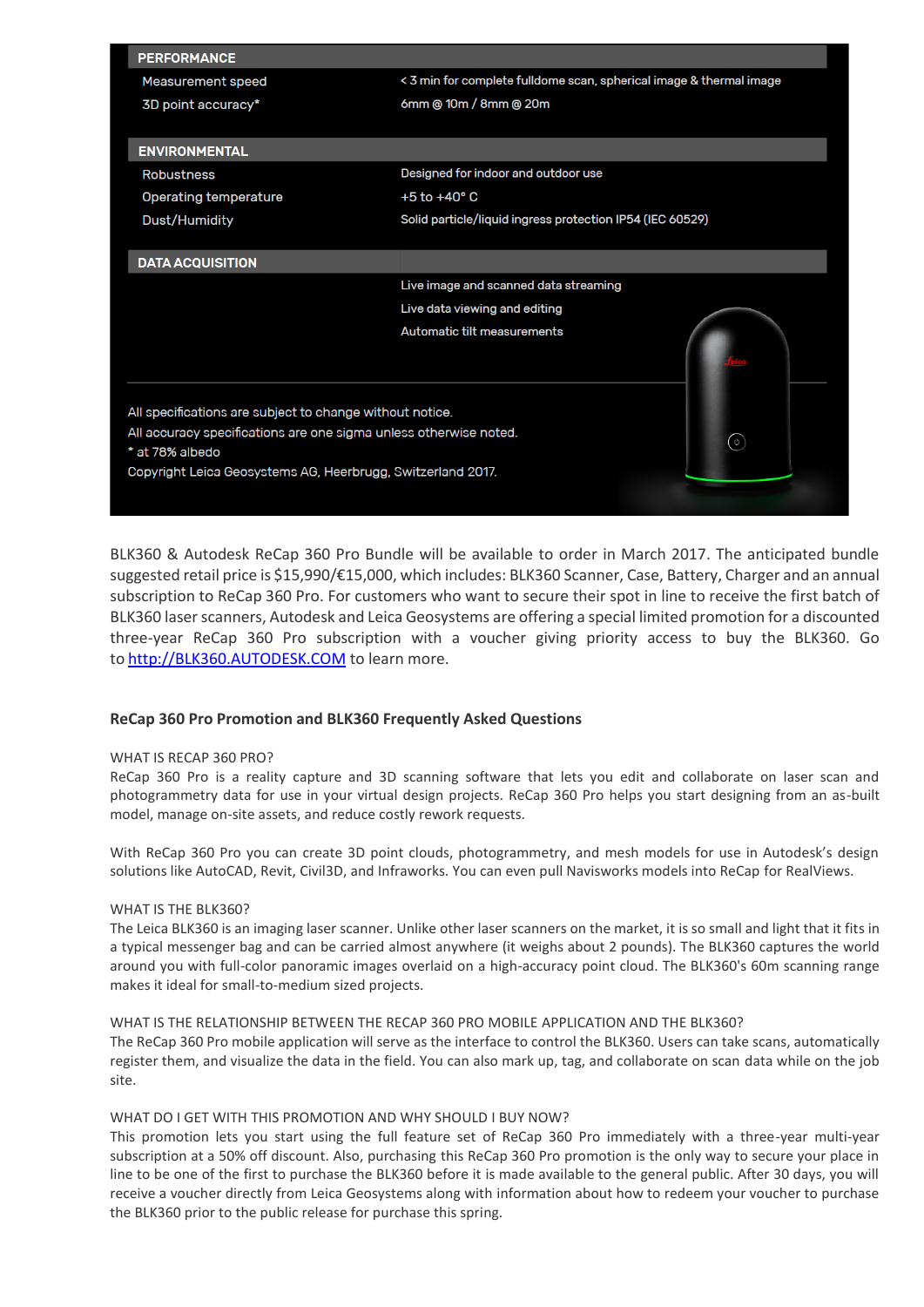| PERFORMANCE | |
|---|---|
| Measurement speed | < 3 min for complete fulldome scan, spherical image & thermal image |
| 3D point accuracy* | 6mm @ 10m / 8mm @ 20m |
| **ENVIRONMENTAL** | |
| Robustness | Designed for indoor and outdoor use |
| Operating temperature | +5 to +40° C |
| Dust/Humidity | Solid particle/liquid ingress protection IP54 (IEC 60529) |
| **DATA ACQUISITION** | |
| | Live image and scanned data streaming |
| | Live data viewing and editing |
| | Automatic tilt measurements |

All specifications are subject to change without notice.
All accuracy specifications are one sigma unless otherwise noted.
* at 78% albedo
Copyright Leica Geosystems AG, Heerbrugg, Switzerland 2017.

BLK360 & Autodesk ReCap 360 Pro Bundle will be available to order in March 2017. The anticipated bundle suggested retail price is $15,990/€15,000, which includes: BLK360 Scanner, Case, Battery, Charger and an annual subscription to ReCap 360 Pro. For customers who want to secure their spot in line to receive the first batch of BLK360 laser scanners, Autodesk and Leica Geosystems are offering a special limited promotion for a discounted three-year ReCap 360 Pro subscription with a voucher giving priority access to buy the BLK360. Go to [http://BLK360.AUTODESK.COM](http://BLK360.AUTODESK.COM) to learn more.

## ReCap 360 Pro Promotion and BLK360 Frequently Asked Questions

WHAT IS RECAP 360 PRO?
ReCap 360 Pro is a reality capture and 3D scanning software that lets you edit and collaborate on laser scan and photogrammetry data for use in your virtual design projects. ReCap 360 Pro helps you start designing from an as-built model, manage on-site assets, and reduce costly rework requests.

With ReCap 360 Pro you can create 3D point clouds, photogrammetry, and mesh models for use in Autodesk's design solutions like AutoCAD, Revit, Civil3D, and Infraworks. You can even pull Navisworks models into ReCap for RealViews.

WHAT IS THE BLK360?
The Leica BLK360 is an imaging laser scanner. Unlike other laser scanners on the market, it is so small and light that it fits in a typical messenger bag and can be carried almost anywhere (it weighs about 2 pounds). The BLK360 captures the world around you with full-color panoramic images overlaid on a high-accuracy point cloud. The BLK360's 60m scanning range makes it ideal for small-to-medium sized projects.

WHAT IS THE RELATIONSHIP BETWEEN THE RECAP 360 PRO MOBILE APPLICATION AND THE BLK360?
The ReCap 360 Pro mobile application will serve as the interface to control the BLK360. Users can take scans, automatically register them, and visualize the data in the field. You can also mark up, tag, and collaborate on scan data while on the job site.

WHAT DO I GET WITH THIS PROMOTION AND WHY SHOULD I BUY NOW?
This promotion lets you start using the full feature set of ReCap 360 Pro immediately with a three-year multi-year subscription at a 50% off discount. Also, purchasing this ReCap 360 Pro promotion is the only way to secure your place in line to be one of the first to purchase the BLK360 before it is made available to the general public. After 30 days, you will receive a voucher directly from Leica Geosystems along with information about how to redeem your voucher to purchase the BLK360 prior to the public release for purchase this spring.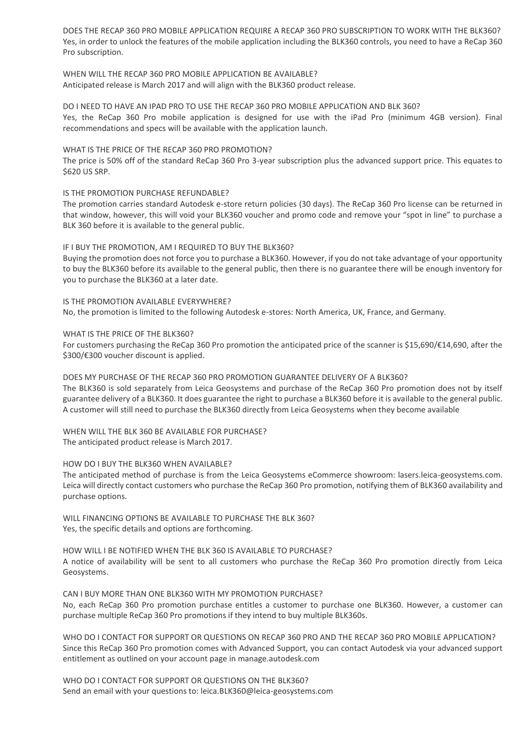DOES THE RECAP 360 PRO MOBILE APPLICATION REQUIRE A RECAP 360 PRO SUBSCRIPTION TO WORK WITH THE BLK360?
Yes, in order to unlock the features of the mobile application including the BLK360 controls, you need to have a ReCap 360 Pro subscription.

WHEN WILL THE RECAP 360 PRO MOBILE APPLICATION BE AVAILABLE?
Anticipated release is March 2017 and will align with the BLK360 product release.

DO I NEED TO HAVE AN IPAD PRO TO USE THE RECAP 360 PRO MOBILE APPLICATION AND BLK 360?
Yes, the ReCap 360 Pro mobile application is designed for use with the iPad Pro (minimum 4GB version). Final recommendations and specs will be available with the application launch.

WHAT IS THE PRICE OF THE RECAP 360 PRO PROMOTION?
The price is 50% off of the standard ReCap 360 Pro 3-year subscription plus the advanced support price. This equates to $620 US SRP.

IS THE PROMOTION PURCHASE REFUNDABLE?
The promotion carries standard Autodesk e-store return policies (30 days). The ReCap 360 Pro license can be returned in that window, however, this will void your BLK360 voucher and promo code and remove your "spot in line" to purchase a BLK 360 before it is available to the general public.

IF I BUY THE PROMOTION, AM I REQUIRED TO BUY THE BLK360?
Buying the promotion does not force you to purchase a BLK360. However, if you do not take advantage of your opportunity to buy the BLK360 before its available to the general public, then there is no guarantee there will be enough inventory for you to purchase the BLK360 at a later date.

IS THE PROMOTION AVAILABLE EVERYWHERE?
No, the promotion is limited to the following Autodesk e-stores: North America, UK, France, and Germany.

WHAT IS THE PRICE OF THE BLK360?
For customers purchasing the ReCap 360 Pro promotion the anticipated price of the scanner is $15,690/€14,690, after the $300/€300 voucher discount is applied.

DOES MY PURCHASE OF THE RECAP 360 PRO PROMOTION GUARANTEE DELIVERY OF A BLK360?
The BLK360 is sold separately from Leica Geosystems and purchase of the ReCap 360 Pro promotion does not by itself guarantee delivery of a BLK360. It does guarantee the right to purchase a BLK360 before it is available to the general public. A customer will still need to purchase the BLK360 directly from Leica Geosystems when they become available

WHEN WILL THE BLK 360 BE AVAILABLE FOR PURCHASE?
The anticipated product release is March 2017.

HOW DO I BUY THE BLK360 WHEN AVAILABLE?
The anticipated method of purchase is from the Leica Geosystems eCommerce showroom: lasers.leica-geosystems.com. Leica will directly contact customers who purchase the ReCap 360 Pro promotion, notifying them of BLK360 availability and purchase options.

WILL FINANCING OPTIONS BE AVAILABLE TO PURCHASE THE BLK 360?
Yes, the specific details and options are forthcoming.

HOW WILL I BE NOTIFIED WHEN THE BLK 360 IS AVAILABLE TO PURCHASE?
A notice of availability will be sent to all customers who purchase the ReCap 360 Pro promotion directly from Leica Geosystems.

CAN I BUY MORE THAN ONE BLK360 WITH MY PROMOTION PURCHASE?
No, each ReCap 360 Pro promotion purchase entitles a customer to purchase one BLK360. However, a customer can purchase multiple ReCap 360 Pro promotions if they intend to buy multiple BLK360s.

WHO DO I CONTACT FOR SUPPORT OR QUESTIONS ON RECAP 360 PRO AND THE RECAP 360 PRO MOBILE APPLICATION?
Since this ReCap 360 Pro promotion comes with Advanced Support, you can contact Autodesk via your advanced support entitlement as outlined on your account page in manage.autodesk.com

WHO DO I CONTACT FOR SUPPORT OR QUESTIONS ON THE BLK360?
Send an email with your questions to: leica.BLK360@leica-geosystems.com